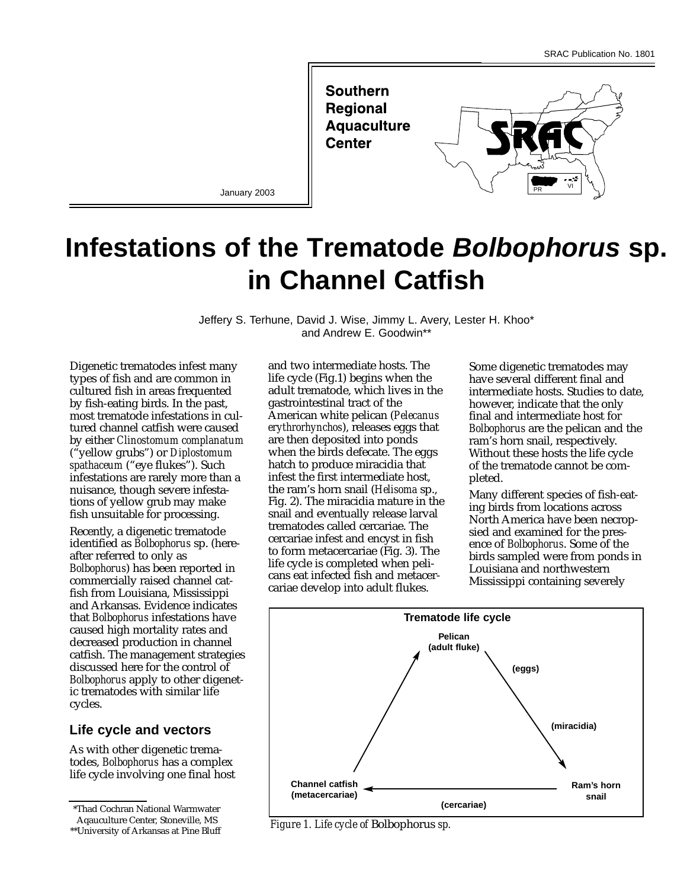SRAC Publication No. 1801

Southern Regional Aquaculture Center

January 2003

# Infestations of the Trematode *Bolbophorus* sp. in Channel Catfish

Jeffery S. Terhune, David J. Wise, Jimmy L. Avery, Lester H. Khoo* and Andrew E. Goodwin**

Digenetic trematodes infest many types of fish and are common in cultured fish in areas frequented by fish-eating birds. In the past, most trematode infestations in cultured channel catfish were caused by either *Clinostomum complanatum* ("yellow grubs") or *Diplostomum spathaceum* ("eye flukes"). Such infestations are rarely more than a nuisance, though severe infestations of yellow grub may make fish unsuitable for processing.

Recently, a digenetic trematode identified as *Bolbophorus* sp. (hereafter referred to only as *Bolbophorus*) has been reported in commercially raised channel catfish from Louisiana, Mississippi and Arkansas. Evidence indicates that *Bolbophorus* infestations have caused high mortality rates and decreased production in channel catfish. The management strategies discussed here for the control of *Bolbophorus* apply to other digenetic trematodes with similar life cycles.

## Life cycle and vectors

As with other digenetic trematodes, *Bolbophorus* has a complex life cycle involving one final host and two intermediate hosts. The life cycle (Fig.1) begins when the adult trematode, which lives in the gastrointestinal tract of the American white pelican (*Pelecanus erythrorhynchos*), releases eggs that are then deposited into ponds when the birds defecate. The eggs hatch to produce miracidia that infest the first intermediate host, the ram's horn snail (*Helisoma* sp., Fig. 2). The miracidia mature in the snail and eventually release larval trematodes called cercariae. The cercariae infest and encyst in fish to form metacercariae (Fig. 3). The life cycle is completed when pelicans eat infected fish and metacercariae develop into adult flukes.

Some digenetic trematodes may have several different final and intermediate hosts. Studies to date, however, indicate that the only final and intermediate host for *Bolbophorus* are the pelican and the ram's horn snail, respectively. Without these hosts the life cycle of the trematode cannot be completed.

Many different species of fish-eating birds from locations across North America have been necropsied and examined for the presence of *Bolbophorus*. Some of the birds sampled were from ponds in Louisiana and northwestern Mississippi containing severely

**Trematode life cycle**

Pelican (adult fluke) → (eggs) → (miracidia) → Ram's horn snail → (cercariae) → Channel catfish (metacercariae) → Pelican

*Figure 1. Life cycle of* Bolbophorus *sp.*

*Thad Cochran National Warmwater Aqauculture Center, Stoneville, MS
**University of Arkansas at Pine Bluff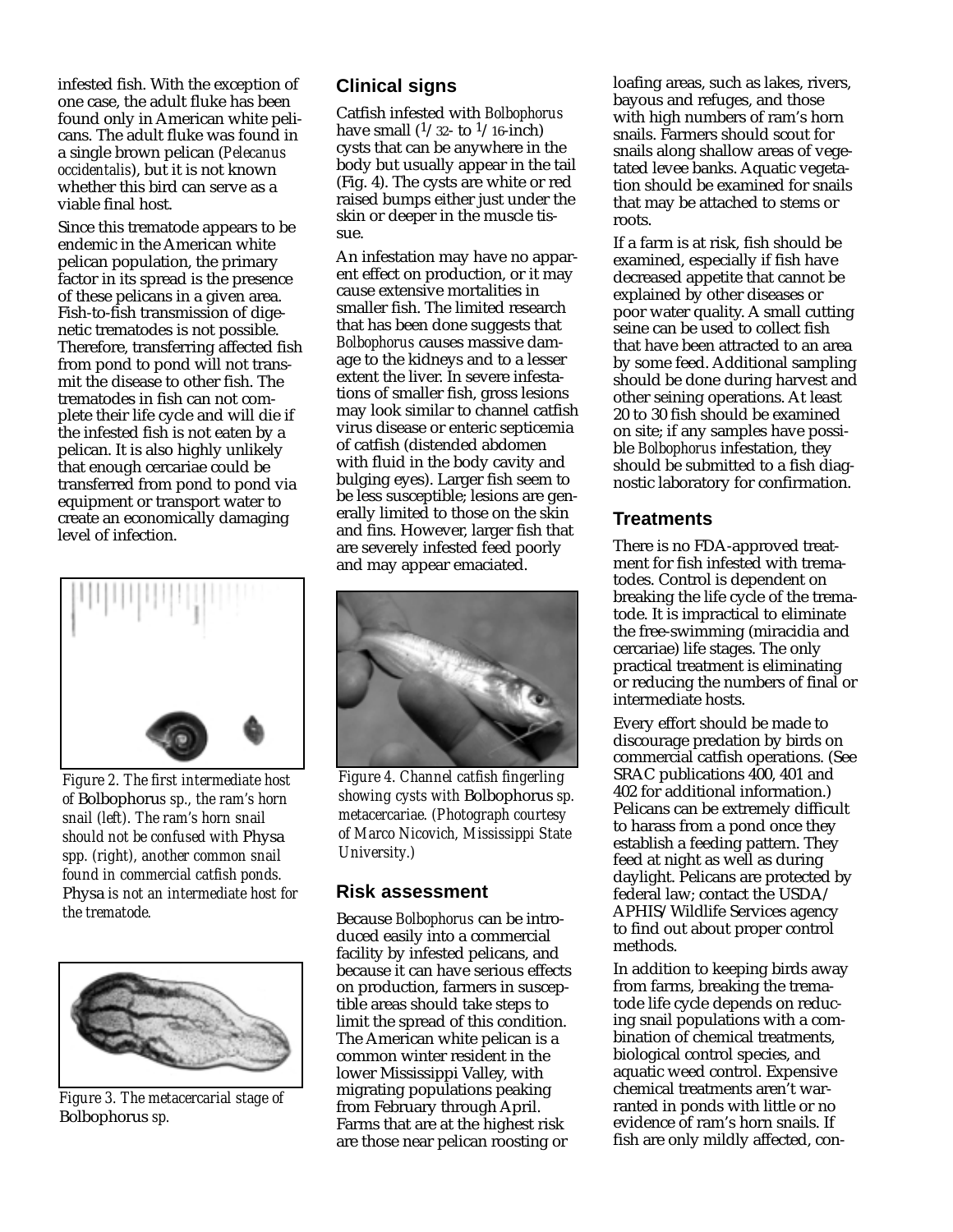infested fish. With the exception of one case, the adult fluke has been found only in American white pelicans. The adult fluke was found in a single brown pelican (*Pelecanus occidentalis*), but it is not known whether this bird can serve as a viable final host.

Since this trematode appears to be endemic in the American white pelican population, the primary factor in its spread is the presence of these pelicans in a given area. Fish-to-fish transmission of digenetic trematodes is not possible. Therefore, transferring affected fish from pond to pond will not transmit the disease to other fish. The trematodes in fish can not complete their life cycle and will die if the infested fish is not eaten by a pelican. It is also highly unlikely that enough cercariae could be transferred from pond to pond via equipment or transport water to create an economically damaging level of infection.

*Figure 2. The first intermediate host of* Bolbophorus *sp., the ram's horn snail (left). The ram's horn snail should not be confused with* Physa *spp. (right), another common snail found in commercial catfish ponds.* Physa *is not an intermediate host for the trematode.*

*Figure 3. The metacercarial stage of* Bolbophorus *sp.*

## Clinical signs

Catfish infested with *Bolbophorus* have small (1/32- to 1/16-inch) cysts that can be anywhere in the body but usually appear in the tail (Fig. 4). The cysts are white or red raised bumps either just under the skin or deeper in the muscle tissue.

An infestation may have no apparent effect on production, or it may cause extensive mortalities in smaller fish. The limited research that has been done suggests that *Bolbophorus* causes massive damage to the kidneys and to a lesser extent the liver. In severe infestations of smaller fish, gross lesions may look similar to channel catfish virus disease or enteric septicemia of catfish (distended abdomen with fluid in the body cavity and bulging eyes). Larger fish seem to be less susceptible; lesions are generally limited to those on the skin and fins. However, larger fish that are severely infested feed poorly and may appear emaciated.

*Figure 4. Channel catfish fingerling showing cysts with* Bolbophorus *sp. metacercariae. (Photograph courtesy of Marco Nicovich, Mississippi State University.)*

## Risk assessment

Because *Bolbophorus* can be introduced easily into a commercial facility by infested pelicans, and because it can have serious effects on production, farmers in susceptible areas should take steps to limit the spread of this condition. The American white pelican is a common winter resident in the lower Mississippi Valley, with migrating populations peaking from February through April. Farms that are at the highest risk are those near pelican roosting or loafing areas, such as lakes, rivers, bayous and refuges, and those with high numbers of ram's horn snails. Farmers should scout for snails along shallow areas of vegetated levee banks. Aquatic vegetation should be examined for snails that may be attached to stems or roots.

If a farm is at risk, fish should be examined, especially if fish have decreased appetite that cannot be explained by other diseases or poor water quality. A small cutting seine can be used to collect fish that have been attracted to an area by some feed. Additional sampling should be done during harvest and other seining operations. At least 20 to 30 fish should be examined on site; if any samples have possible *Bolbophorus* infestation, they should be submitted to a fish diagnostic laboratory for confirmation.

## Treatments

There is no FDA-approved treatment for fish infested with trematodes. Control is dependent on breaking the life cycle of the trematode. It is impractical to eliminate the free-swimming (miracidia and cercariae) life stages. The only practical treatment is eliminating or reducing the numbers of final or intermediate hosts.

Every effort should be made to discourage predation by birds on commercial catfish operations. (See SRAC publications 400, 401 and 402 for additional information.) Pelicans can be extremely difficult to harass from a pond once they establish a feeding pattern. They feed at night as well as during daylight. Pelicans are protected by federal law; contact the USDA/APHIS/Wildlife Services agency to find out about proper control methods.

In addition to keeping birds away from farms, breaking the trematode life cycle depends on reducing snail populations with a combination of chemical treatments, biological control species, and aquatic weed control. Expensive chemical treatments aren't warranted in ponds with little or no evidence of ram's horn snails. If fish are only mildly affected, con-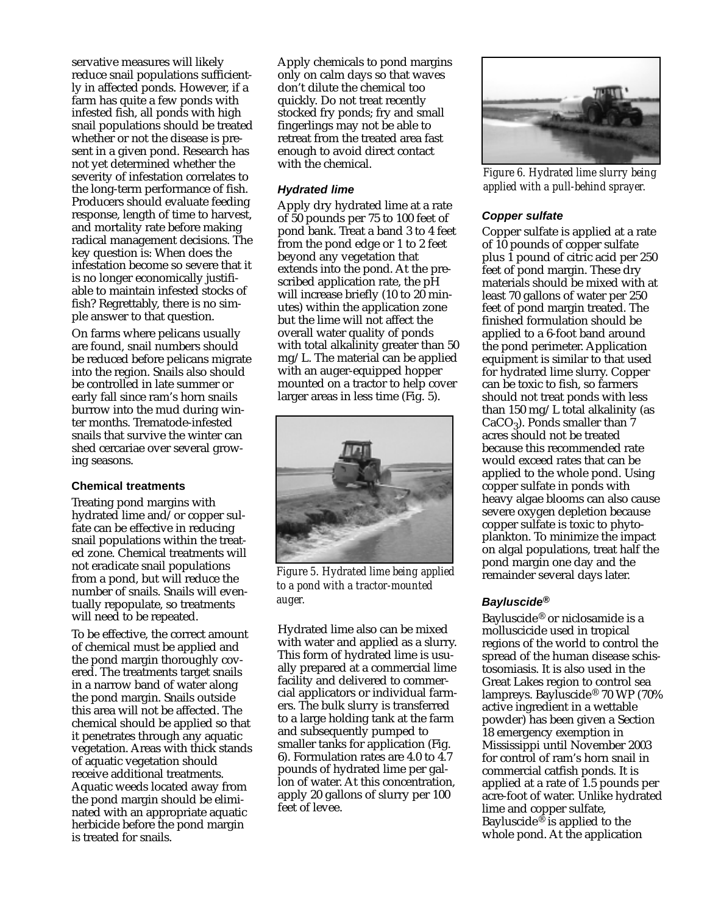servative measures will likely reduce snail populations sufficiently in affected ponds. However, if a farm has quite a few ponds with infested fish, all ponds with high snail populations should be treated whether or not the disease is present in a given pond. Research has not yet determined whether the severity of infestation correlates to the long-term performance of fish. Producers should evaluate feeding response, length of time to harvest, and mortality rate before making radical management decisions. The key question is: When does the infestation become so severe that it is no longer economically justifiable to maintain infested stocks of fish? Regrettably, there is no simple answer to that question.

On farms where pelicans usually are found, snail numbers should be reduced before pelicans migrate into the region. Snails also should be controlled in late summer or early fall since ram's horn snails burrow into the mud during winter months. Trematode-infested snails that survive the winter can shed cercariae over several growing seasons.

### Chemical treatments

Treating pond margins with hydrated lime and/or copper sulfate can be effective in reducing snail populations within the treated zone. Chemical treatments will not eradicate snail populations from a pond, but will reduce the number of snails. Snails will eventually repopulate, so treatments will need to be repeated.

To be effective, the correct amount of chemical must be applied and the pond margin thoroughly covered. The treatments target snails in a narrow band of water along the pond margin. Snails outside this area will not be affected. The chemical should be applied so that it penetrates through any aquatic vegetation. Areas with thick stands of aquatic vegetation should receive additional treatments. Aquatic weeds located away from the pond margin should be eliminated with an appropriate aquatic herbicide before the pond margin is treated for snails.

Apply chemicals to pond margins only on calm days so that waves don't dilute the chemical too quickly. Do not treat recently stocked fry ponds; fry and small fingerlings may not be able to retreat from the treated area fast enough to avoid direct contact with the chemical.

#### *Hydrated lime*

Apply dry hydrated lime at a rate of 50 pounds per 75 to 100 feet of pond bank. Treat a band 3 to 4 feet from the pond edge or 1 to 2 feet beyond any vegetation that extends into the pond. At the prescribed application rate, the pH will increase briefly (10 to 20 minutes) within the application zone but the lime will not affect the overall water quality of ponds with total alkalinity greater than 50 mg/L. The material can be applied with an auger-equipped hopper mounted on a tractor to help cover larger areas in less time (Fig. 5).

*Figure 5. Hydrated lime being applied to a pond with a tractor-mounted auger.*

Hydrated lime also can be mixed with water and applied as a slurry. This form of hydrated lime is usually prepared at a commercial lime facility and delivered to commercial applicators or individual farmers. The bulk slurry is transferred to a large holding tank at the farm and subsequently pumped to smaller tanks for application (Fig. 6). Formulation rates are 4.0 to 4.7 pounds of hydrated lime per gallon of water. At this concentration, apply 20 gallons of slurry per 100 feet of levee.

*Figure 6. Hydrated lime slurry being applied with a pull-behind sprayer.*

#### *Copper sulfate*

Copper sulfate is applied at a rate of 10 pounds of copper sulfate plus 1 pound of citric acid per 250 feet of pond margin. These dry materials should be mixed with at least 70 gallons of water per 250 feet of pond margin treated. The finished formulation should be applied to a 6-foot band around the pond perimeter. Application equipment is similar to that used for hydrated lime slurry. Copper can be toxic to fish, so farmers should not treat ponds with less than 150 mg/L total alkalinity (as $CaCO_3$). Ponds smaller than 7 acres should not be treated because this recommended rate would exceed rates that can be applied to the whole pond. Using copper sulfate in ponds with heavy algae blooms can also cause severe oxygen depletion because copper sulfate is toxic to phytoplankton. To minimize the impact on algal populations, treat half the pond margin one day and the remainder several days later.

#### *Bayluscide®*

Bayluscide® or niclosamide is a molluscicide used in tropical regions of the world to control the spread of the human disease schistosomiasis. It is also used in the Great Lakes region to control sea lampreys. Bayluscide® 70 WP (70% active ingredient in a wettable powder) has been given a Section 18 emergency exemption in Mississippi until November 2003 for control of ram's horn snail in commercial catfish ponds. It is applied at a rate of 1.5 pounds per acre-foot of water. Unlike hydrated lime and copper sulfate, Bayluscide® is applied to the whole pond. At the application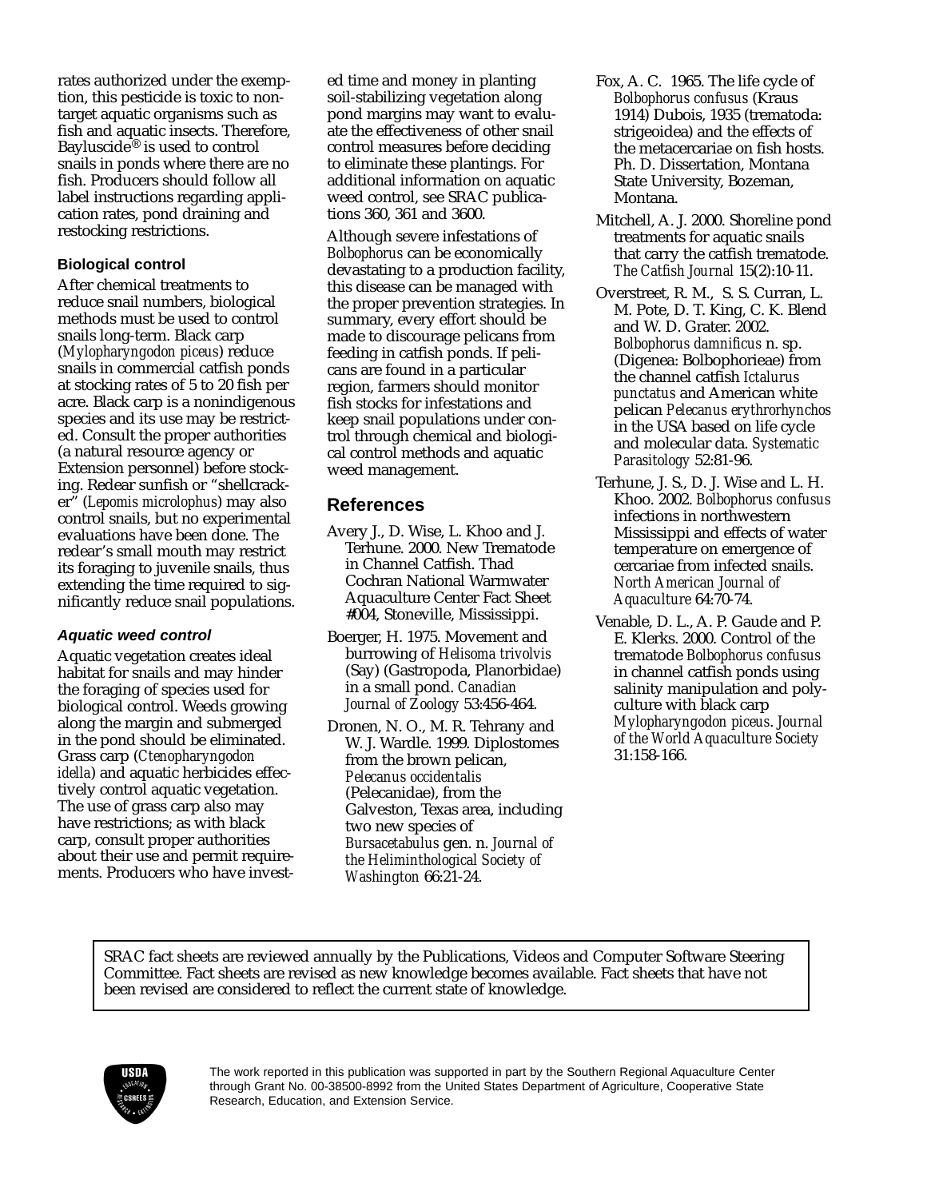rates authorized under the exemption, this pesticide is toxic to nontarget aquatic organisms such as fish and aquatic insects. Therefore, Bayluscide® is used to control snails in ponds where there are no fish. Producers should follow all label instructions regarding application rates, pond draining and restocking restrictions.

### Biological control

After chemical treatments to reduce snail numbers, biological methods must be used to control snails long-term. Black carp (*Mylopharyngodon piceus*) reduce snails in commercial catfish ponds at stocking rates of 5 to 20 fish per acre. Black carp is a nonindigenous species and its use may be restricted. Consult the proper authorities (a natural resource agency or Extension personnel) before stocking. Redear sunfish or "shellcracker" (*Lepomis microlophus*) may also control snails, but no experimental evaluations have been done. The redear's small mouth may restrict its foraging to juvenile snails, thus extending the time required to significantly reduce snail populations.

### *Aquatic weed control*

Aquatic vegetation creates ideal habitat for snails and may hinder the foraging of species used for biological control. Weeds growing along the margin and submerged in the pond should be eliminated. Grass carp (*Ctenopharyngodon idella*) and aquatic herbicides effectively control aquatic vegetation. The use of grass carp also may have restrictions; as with black carp, consult proper authorities about their use and permit requirements. Producers who have invested time and money in planting soil-stabilizing vegetation along pond margins may want to evaluate the effectiveness of other snail control measures before deciding to eliminate these plantings. For additional information on aquatic weed control, see SRAC publications 360, 361 and 3600.

Although severe infestations of *Bolbophorus* can be economically devastating to a production facility, this disease can be managed with the proper prevention strategies. In summary, every effort should be made to discourage pelicans from feeding in catfish ponds. If pelicans are found in a particular region, farmers should monitor fish stocks for infestations and keep snail populations under control through chemical and biological control methods and aquatic weed management.

## References

Avery J., D. Wise, L. Khoo and J. Terhune. 2000. New Trematode in Channel Catfish. Thad Cochran National Warmwater Aquaculture Center Fact Sheet #004, Stoneville, Mississippi.

Boerger, H. 1975. Movement and burrowing of *Helisoma trivolvis* (Say) (Gastropoda, Planorbidae) in a small pond. *Canadian Journal of Zoology* 53:456-464.

Dronen, N. O., M. R. Tehrany and W. J. Wardle. 1999. Diplostomes from the brown pelican, *Pelecanus occidentalis* (Pelecanidae), from the Galveston, Texas area, including two new species of *Bursacetabulus* gen. n. *Journal of the Heliminthological Society of Washington* 66:21-24.

Fox, A. C. 1965. The life cycle of *Bolbophorus confusus* (Kraus 1914) Dubois, 1935 (trematoda: strigeoidea) and the effects of the metacercariae on fish hosts. Ph. D. Dissertation, Montana State University, Bozeman, Montana.

Mitchell, A. J. 2000. Shoreline pond treatments for aquatic snails that carry the catfish trematode. *The Catfish Journal* 15(2):10-11.

Overstreet, R. M., S. S. Curran, L. M. Pote, D. T. King, C. K. Blend and W. D. Grater. 2002. *Bolbophorus damnificus* n. sp. (Digenea: Bolbophorieae) from the channel catfish *Ictalurus punctatus* and American white pelican *Pelecanus erythrorhynchos* in the USA based on life cycle and molecular data. *Systematic Parasitology* 52:81-96.

Terhune, J. S., D. J. Wise and L. H. Khoo. 2002. *Bolbophorus confusus* infections in northwestern Mississippi and effects of water temperature on emergence of cercariae from infected snails. *North American Journal of Aquaculture* 64:70-74.

Venable, D. L., A. P. Gaude and P. E. Klerks. 2000. Control of the trematode *Bolbophorus confusus* in channel catfish ponds using salinity manipulation and polyculture with black carp *Mylopharyngodon piceus*. *Journal of the World Aquaculture Society* 31:158-166.

SRAC fact sheets are reviewed annually by the Publications, Videos and Computer Software Steering Committee. Fact sheets are revised as new knowledge becomes available. Fact sheets that have not been revised are considered to reflect the current state of knowledge.

The work reported in this publication was supported in part by the Southern Regional Aquaculture Center through Grant No. 00-38500-8992 from the United States Department of Agriculture, Cooperative State Research, Education, and Extension Service.